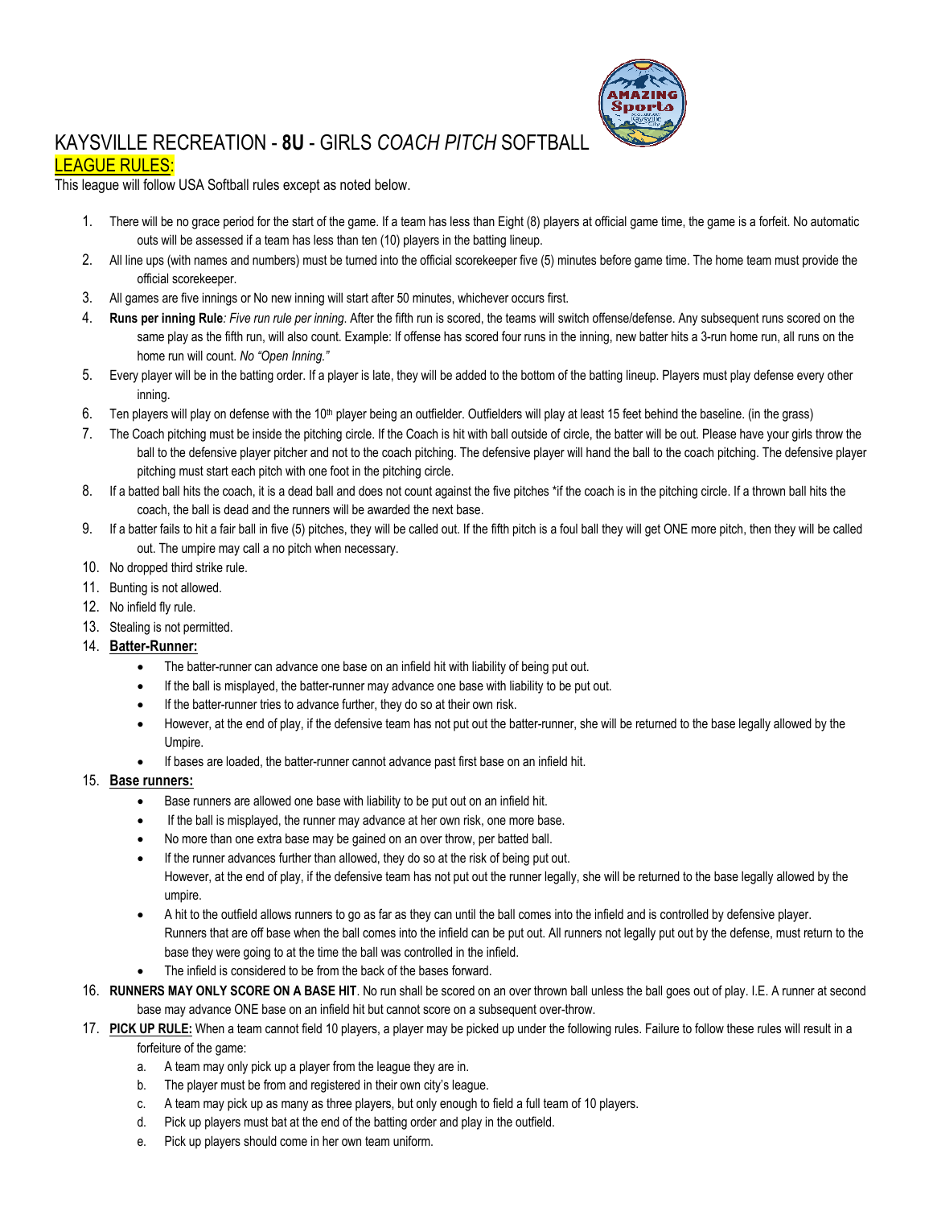# KAYSVILLE RECREATION - **8U** - GIRLS *COACH PITCH* SOFTBALL

## LEAGUE RULES:

This league will follow USA Softball rules except as noted below.

1. There will be no grace period for the start of the game. If a team has less than Eight (8) players at official game time, the game is a forfeit. No automatic outs will be assessed if a team has less than ten (10) players in the batting lineup.
2. All line ups (with names and numbers) must be turned into the official scorekeeper five (5) minutes before game time. The home team must provide the official scorekeeper.
3. All games are five innings or No new inning will start after 50 minutes, whichever occurs first.
4. **Runs per inning Rule***: Five run rule per inning*. After the fifth run is scored, the teams will switch offense/defense. Any subsequent runs scored on the same play as the fifth run, will also count. Example: If offense has scored four runs in the inning, new batter hits a 3-run home run, all runs on the home run will count. *No "Open Inning."*
5. Every player will be in the batting order. If a player is late, they will be added to the bottom of the batting lineup. Players must play defense every other inning.
6. Ten players will play on defense with the 10th player being an outfielder. Outfielders will play at least 15 feet behind the baseline. (in the grass)
7. The Coach pitching must be inside the pitching circle. If the Coach is hit with ball outside of circle, the batter will be out. Please have your girls throw the ball to the defensive player pitcher and not to the coach pitching. The defensive player will hand the ball to the coach pitching. The defensive player pitching must start each pitch with one foot in the pitching circle.
8. If a batted ball hits the coach, it is a dead ball and does not count against the five pitches *if the coach is in the pitching circle. If a thrown ball hits the coach, the ball is dead and the runners will be awarded the next base.
9. If a batter fails to hit a fair ball in five (5) pitches, they will be called out. If the fifth pitch is a foul ball they will get ONE more pitch, then they will be called out. The umpire may call a no pitch when necessary.
10. No dropped third strike rule.
11. Bunting is not allowed.
12. No infield fly rule.
13. Stealing is not permitted.
14. **Batter-Runner:**
    - The batter-runner can advance one base on an infield hit with liability of being put out.
    - If the ball is misplayed, the batter-runner may advance one base with liability to be put out.
    - If the batter-runner tries to advance further, they do so at their own risk.
    - However, at the end of play, if the defensive team has not put out the batter-runner, she will be returned to the base legally allowed by the Umpire.
    - If bases are loaded, the batter-runner cannot advance past first base on an infield hit.
15. **Base runners:**
    - Base runners are allowed one base with liability to be put out on an infield hit.
    - If the ball is misplayed, the runner may advance at her own risk, one more base.
    - No more than one extra base may be gained on an over throw, per batted ball.
    - If the runner advances further than allowed, they do so at the risk of being put out. However, at the end of play, if the defensive team has not put out the runner legally, she will be returned to the base legally allowed by the umpire.
    - A hit to the outfield allows runners to go as far as they can until the ball comes into the infield and is controlled by defensive player. Runners that are off base when the ball comes into the infield can be put out. All runners not legally put out by the defense, must return to the base they were going to at the time the ball was controlled in the infield.
    - The infield is considered to be from the back of the bases forward.
16. **RUNNERS MAY ONLY SCORE ON A BASE HIT**. No run shall be scored on an over thrown ball unless the ball goes out of play. I.E. A runner at second base may advance ONE base on an infield hit but cannot score on a subsequent over-throw.
17. **PICK UP RULE:** When a team cannot field 10 players, a player may be picked up under the following rules. Failure to follow these rules will result in a forfeiture of the game:
    a. A team may only pick up a player from the league they are in.
    b. The player must be from and registered in their own city's league.
    c. A team may pick up as many as three players, but only enough to field a full team of 10 players.
    d. Pick up players must bat at the end of the batting order and play in the outfield.
    e. Pick up players should come in her own team uniform.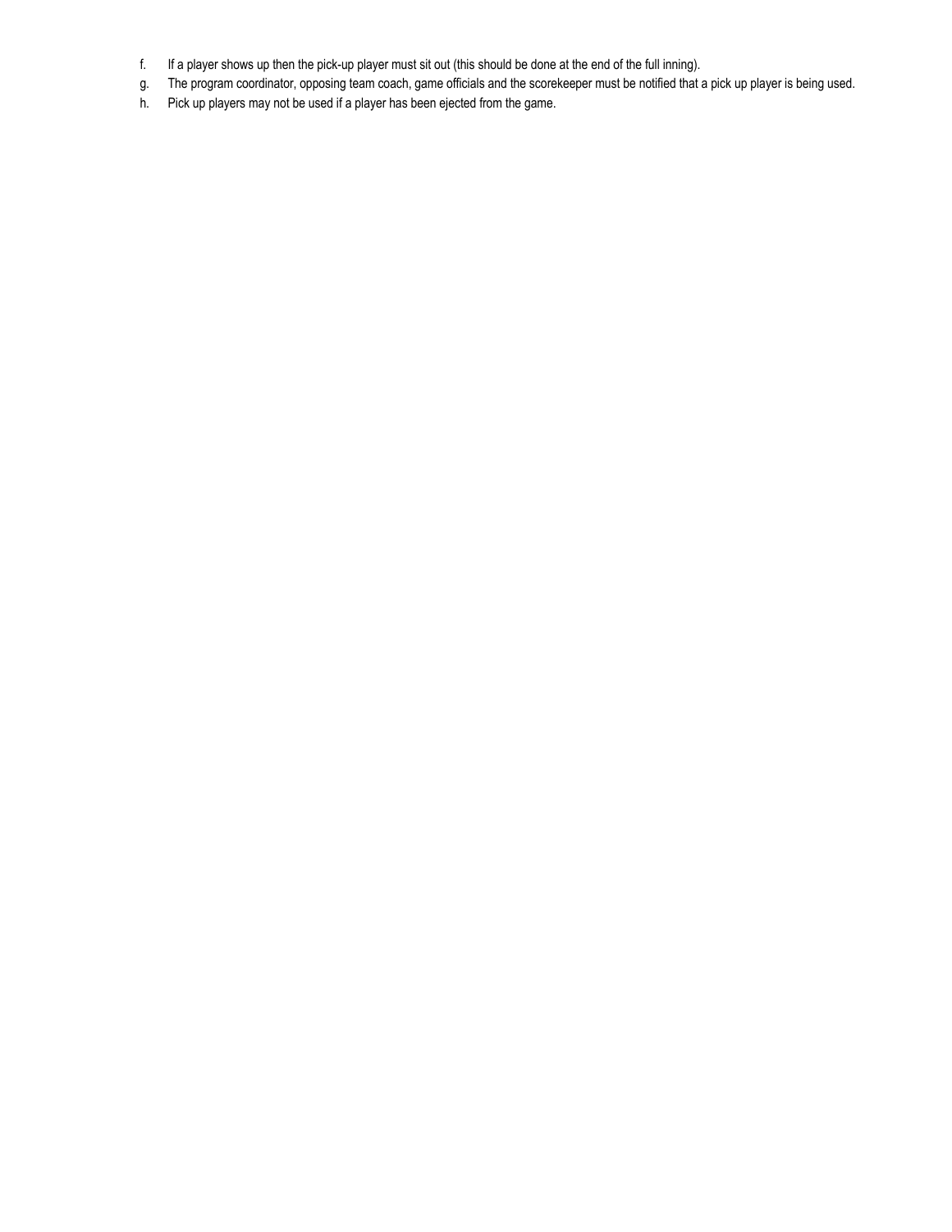f. If a player shows up then the pick-up player must sit out (this should be done at the end of the full inning).
g. The program coordinator, opposing team coach, game officials and the scorekeeper must be notified that a pick up player is being used.
h. Pick up players may not be used if a player has been ejected from the game.